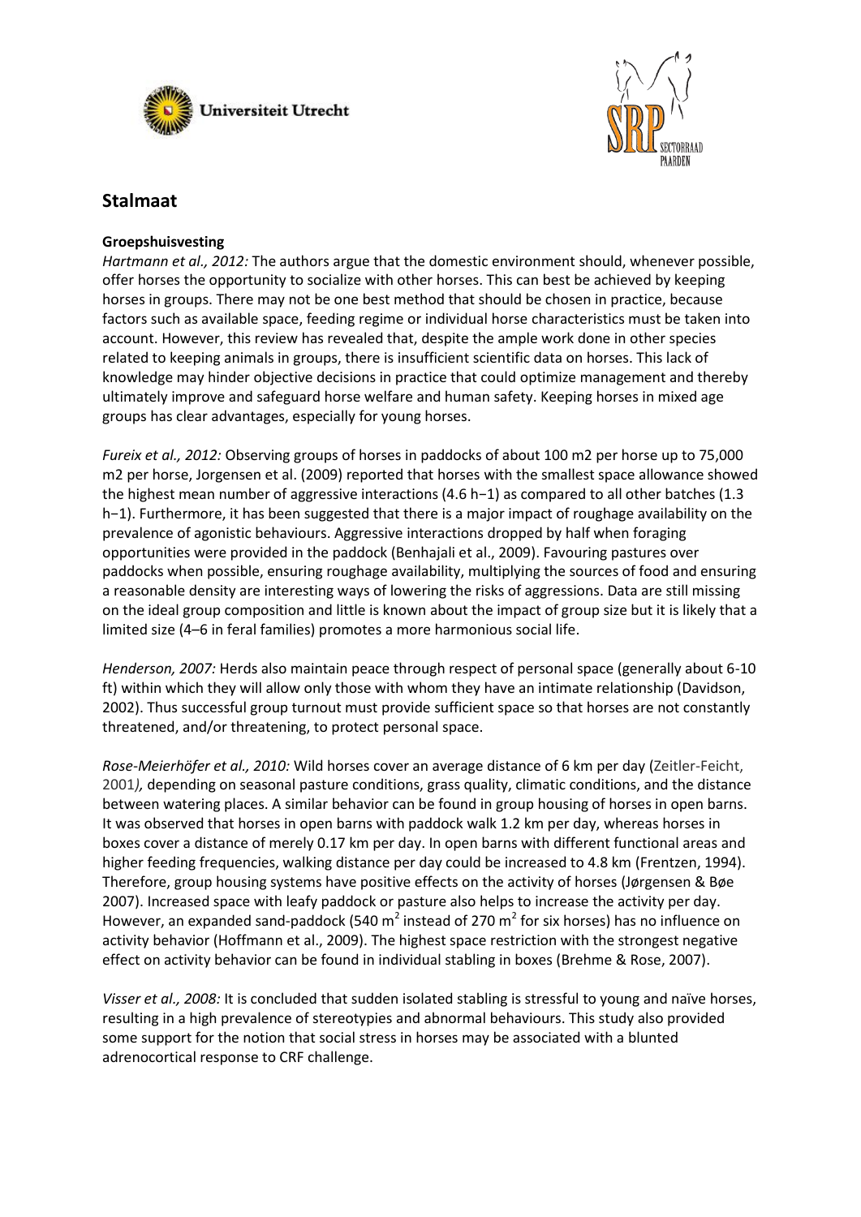## Stalmaat

**Groepshuisvesting**

*Hartmann et al., 2012:* The authors argue that the domestic environment should, whenever possible, offer horses the opportunity to socialize with other horses. This can best be achieved by keeping horses in groups. There may not be one best method that should be chosen in practice, because factors such as available space, feeding regime or individual horse characteristics must be taken into account. However, this review has revealed that, despite the ample work done in other species related to keeping animals in groups, there is insufficient scientific data on horses. This lack of knowledge may hinder objective decisions in practice that could optimize management and thereby ultimately improve and safeguard horse welfare and human safety. Keeping horses in mixed age groups has clear advantages, especially for young horses.

*Fureix et al., 2012:* Observing groups of horses in paddocks of about 100 m2 per horse up to 75,000 m2 per horse, Jorgensen et al. (2009) reported that horses with the smallest space allowance showed the highest mean number of aggressive interactions (4.6 $h^{-1}$) as compared to all other batches (1.3 $h^{-1}$). Furthermore, it has been suggested that there is a major impact of roughage availability on the prevalence of agonistic behaviours. Aggressive interactions dropped by half when foraging opportunities were provided in the paddock (Benhajali et al., 2009). Favouring pastures over paddocks when possible, ensuring roughage availability, multiplying the sources of food and ensuring a reasonable density are interesting ways of lowering the risks of aggressions. Data are still missing on the ideal group composition and little is known about the impact of group size but it is likely that a limited size (4–6 in feral families) promotes a more harmonious social life.

*Henderson, 2007:* Herds also maintain peace through respect of personal space (generally about 6-10 ft) within which they will allow only those with whom they have an intimate relationship (Davidson, 2002). Thus successful group turnout must provide sufficient space so that horses are not constantly threatened, and/or threatening, to protect personal space.

*Rose-Meierhöfer et al., 2010:* Wild horses cover an average distance of 6 km per day (Zeitler-Feicht, 2001*),* depending on seasonal pasture conditions, grass quality, climatic conditions, and the distance between watering places. A similar behavior can be found in group housing of horses in open barns. It was observed that horses in open barns with paddock walk 1.2 km per day, whereas horses in boxes cover a distance of merely 0.17 km per day. In open barns with different functional areas and higher feeding frequencies, walking distance per day could be increased to 4.8 km (Frentzen, 1994). Therefore, group housing systems have positive effects on the activity of horses (Jørgensen & Bøe 2007). Increased space with leafy paddock or pasture also helps to increase the activity per day. However, an expanded sand-paddock (540 $m^2$ instead of 270 $m^2$ for six horses) has no influence on activity behavior (Hoffmann et al., 2009). The highest space restriction with the strongest negative effect on activity behavior can be found in individual stabling in boxes (Brehme & Rose, 2007).

*Visser et al., 2008:* It is concluded that sudden isolated stabling is stressful to young and naïve horses, resulting in a high prevalence of stereotypies and abnormal behaviours. This study also provided some support for the notion that social stress in horses may be associated with a blunted adrenocortical response to CRF challenge.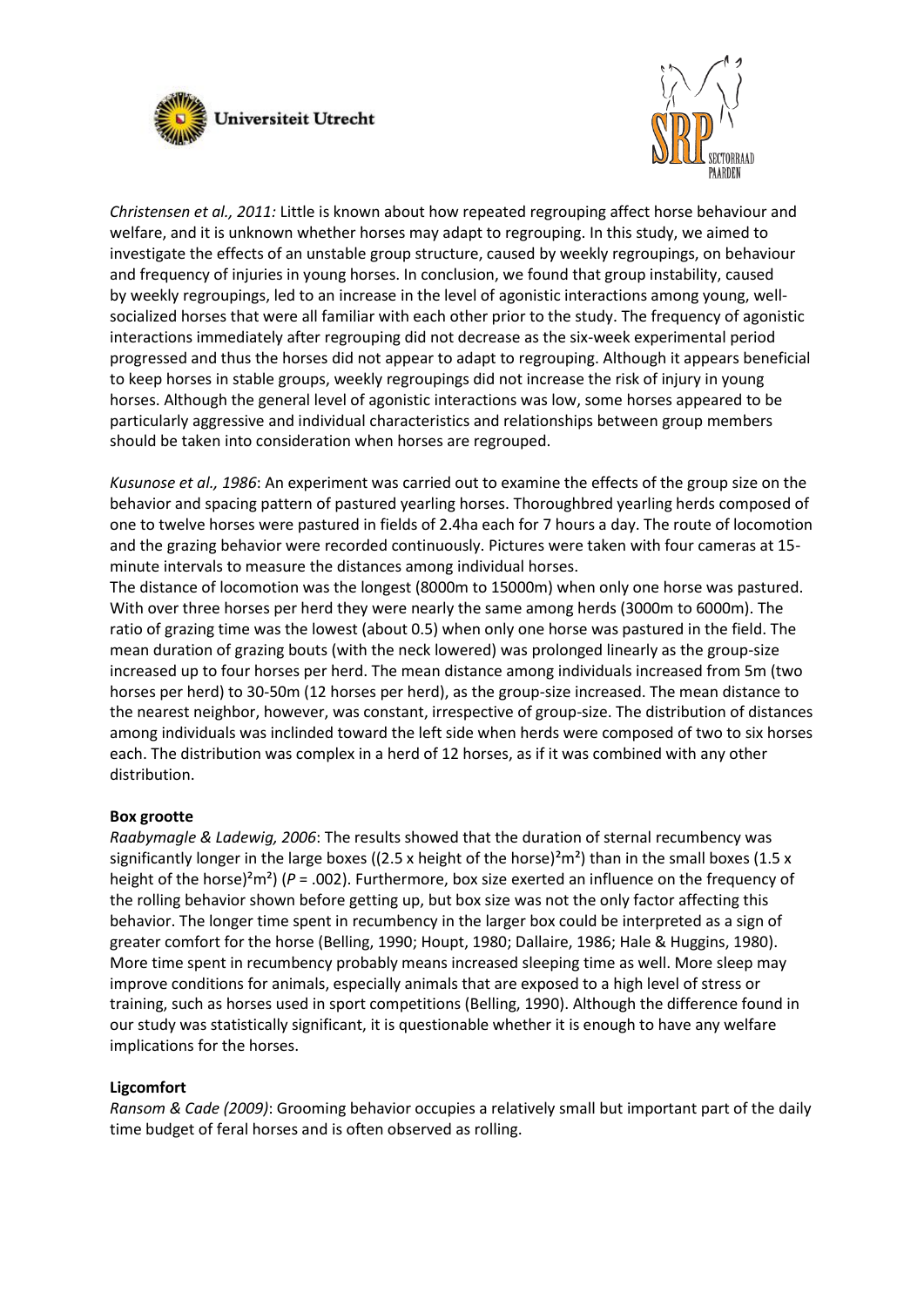*Christensen et al., 2011:* Little is known about how repeated regrouping affect horse behaviour and welfare, and it is unknown whether horses may adapt to regrouping. In this study, we aimed to investigate the effects of an unstable group structure, caused by weekly regroupings, on behaviour and frequency of injuries in young horses. In conclusion, we found that group instability, caused by weekly regroupings, led to an increase in the level of agonistic interactions among young, well-socialized horses that were all familiar with each other prior to the study. The frequency of agonistic interactions immediately after regrouping did not decrease as the six-week experimental period progressed and thus the horses did not appear to adapt to regrouping. Although it appears beneficial to keep horses in stable groups, weekly regroupings did not increase the risk of injury in young horses. Although the general level of agonistic interactions was low, some horses appeared to be particularly aggressive and individual characteristics and relationships between group members should be taken into consideration when horses are regrouped.

*Kusunose et al., 1986*: An experiment was carried out to examine the effects of the group size on the behavior and spacing pattern of pastured yearling horses. Thoroughbred yearling herds composed of one to twelve horses were pastured in fields of 2.4ha each for 7 hours a day. The route of locomotion and the grazing behavior were recorded continuously. Pictures were taken with four cameras at 15-minute intervals to measure the distances among individual horses.
The distance of locomotion was the longest (8000m to 15000m) when only one horse was pastured. With over three horses per herd they were nearly the same among herds (3000m to 6000m). The ratio of grazing time was the lowest (about 0.5) when only one horse was pastured in the field. The mean duration of grazing bouts (with the neck lowered) was prolonged linearly as the group-size increased up to four horses per herd. The mean distance among individuals increased from 5m (two horses per herd) to 30-50m (12 horses per herd), as the group-size increased. The mean distance to the nearest neighbor, however, was constant, irrespective of group-size. The distribution of distances among individuals was inclinded toward the left side when herds were composed of two to six horses each. The distribution was complex in a herd of 12 horses, as if it was combined with any other distribution.

**Box grootte**

*Raabymagle & Ladewig, 2006*: The results showed that the duration of sternal recumbency was significantly longer in the large boxes ((2.5 x height of the horse)$^2$m$^2$) than in the small boxes (1.5 x height of the horse)$^2$m$^2$) ($P$ = .002). Furthermore, box size exerted an influence on the frequency of the rolling behavior shown before getting up, but box size was not the only factor affecting this behavior. The longer time spent in recumbency in the larger box could be interpreted as a sign of greater comfort for the horse (Belling, 1990; Houpt, 1980; Dallaire, 1986; Hale & Huggins, 1980). More time spent in recumbency probably means increased sleeping time as well. More sleep may improve conditions for animals, especially animals that are exposed to a high level of stress or training, such as horses used in sport competitions (Belling, 1990). Although the difference found in our study was statistically significant, it is questionable whether it is enough to have any welfare implications for the horses.

**Ligcomfort**

*Ransom & Cade (2009)*: Grooming behavior occupies a relatively small but important part of the daily time budget of feral horses and is often observed as rolling.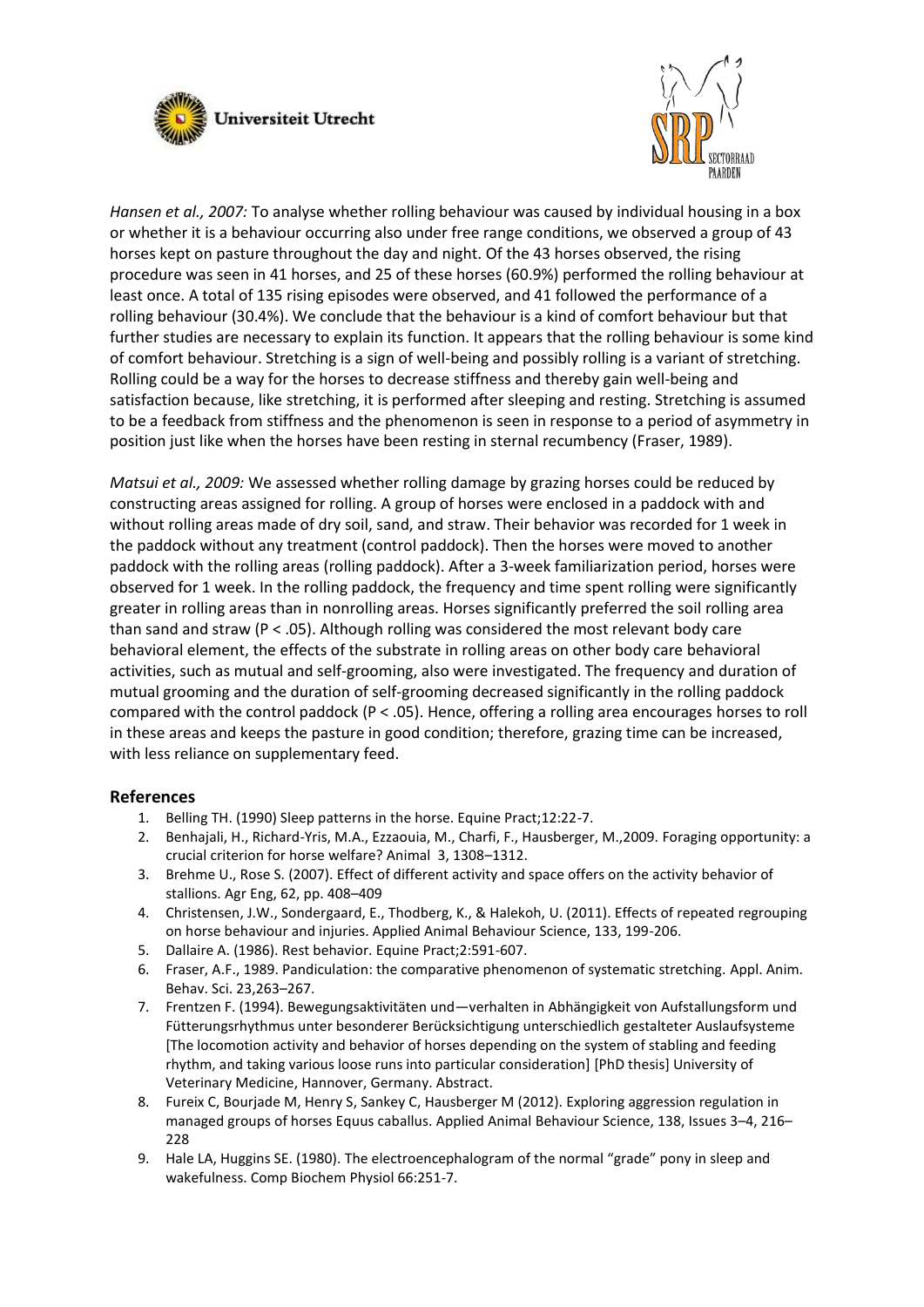*Hansen et al., 2007:* To analyse whether rolling behaviour was caused by individual housing in a box or whether it is a behaviour occurring also under free range conditions, we observed a group of 43 horses kept on pasture throughout the day and night. Of the 43 horses observed, the rising procedure was seen in 41 horses, and 25 of these horses (60.9%) performed the rolling behaviour at least once. A total of 135 rising episodes were observed, and 41 followed the performance of a rolling behaviour (30.4%). We conclude that the behaviour is a kind of comfort behaviour but that further studies are necessary to explain its function. It appears that the rolling behaviour is some kind of comfort behaviour. Stretching is a sign of well-being and possibly rolling is a variant of stretching. Rolling could be a way for the horses to decrease stiffness and thereby gain well-being and satisfaction because, like stretching, it is performed after sleeping and resting. Stretching is assumed to be a feedback from stiffness and the phenomenon is seen in response to a period of asymmetry in position just like when the horses have been resting in sternal recumbency (Fraser, 1989).

*Matsui et al., 2009:* We assessed whether rolling damage by grazing horses could be reduced by constructing areas assigned for rolling. A group of horses were enclosed in a paddock with and without rolling areas made of dry soil, sand, and straw. Their behavior was recorded for 1 week in the paddock without any treatment (control paddock). Then the horses were moved to another paddock with the rolling areas (rolling paddock). After a 3-week familiarization period, horses were observed for 1 week. In the rolling paddock, the frequency and time spent rolling were significantly greater in rolling areas than in nonrolling areas. Horses significantly preferred the soil rolling area than sand and straw ($P < .05$). Although rolling was considered the most relevant body care behavioral element, the effects of the substrate in rolling areas on other body care behavioral activities, such as mutual and self-grooming, also were investigated. The frequency and duration of mutual grooming and the duration of self-grooming decreased significantly in the rolling paddock compared with the control paddock ($P < .05$). Hence, offering a rolling area encourages horses to roll in these areas and keeps the pasture in good condition; therefore, grazing time can be increased, with less reliance on supplementary feed.

## References

1. Belling TH. (1990) Sleep patterns in the horse. Equine Pract;12:22-7.
2. Benhajali, H., Richard-Yris, M.A., Ezzaouia, M., Charfi, F., Hausberger, M.,2009. Foraging opportunity: a crucial criterion for horse welfare? Animal 3, 1308–1312.
3. Brehme U., Rose S. (2007). Effect of different activity and space offers on the activity behavior of stallions. Agr Eng, 62, pp. 408–409
4. Christensen, J.W., Sondergaard, E., Thodberg, K., & Halekoh, U. (2011). Effects of repeated regrouping on horse behaviour and injuries. Applied Animal Behaviour Science, 133, 199-206.
5. Dallaire A. (1986). Rest behavior. Equine Pract;2:591-607.
6. Fraser, A.F., 1989. Pandiculation: the comparative phenomenon of systematic stretching. Appl. Anim. Behav. Sci. 23,263–267.
7. Frentzen F. (1994). Bewegungsaktivitäten und—verhalten in Abhängigkeit von Aufstallungsform und Fütterungsrhythmus unter besonderer Berücksichtigung unterschiedlich gestalteter Auslaufsysteme [The locomotion activity and behavior of horses depending on the system of stabling and feeding rhythm, and taking various loose runs into particular consideration] [PhD thesis] University of Veterinary Medicine, Hannover, Germany. Abstract.
8. Fureix C, Bourjade M, Henry S, Sankey C, Hausberger M (2012). Exploring aggression regulation in managed groups of horses Equus caballus. Applied Animal Behaviour Science, 138, Issues 3–4, 216–228
9. Hale LA, Huggins SE. (1980). The electroencephalogram of the normal "grade" pony in sleep and wakefulness. Comp Biochem Physiol 66:251-7.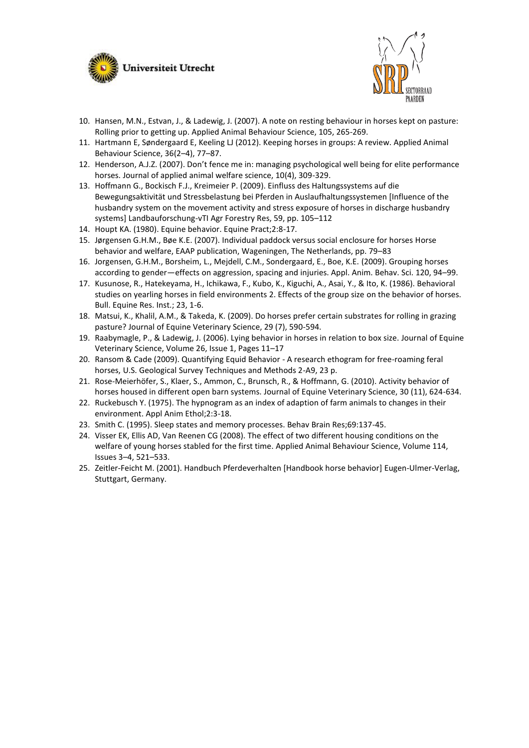10. Hansen, M.N., Estvan, J., & Ladewig, J. (2007). A note on resting behaviour in horses kept on pasture: Rolling prior to getting up. Applied Animal Behaviour Science, 105, 265-269.
11. Hartmann E, Søndergaard E, Keeling LJ (2012). Keeping horses in groups: A review. Applied Animal Behaviour Science, 36(2–4), 77–87.
12. Henderson, A.J.Z. (2007). Don't fence me in: managing psychological well being for elite performance horses. Journal of applied animal welfare science, 10(4), 309-329.
13. Hoffmann G., Bockisch F.J., Kreimeier P. (2009). Einfluss des Haltungssystems auf die Bewegungsaktivität und Stressbelastung bei Pferden in Auslaufhaltungssystemen [Influence of the husbandry system on the movement activity and stress exposure of horses in discharge husbandry systems] Landbauforschung-vTI Agr Forestry Res, 59, pp. 105–112
14. Houpt KA. (1980). Equine behavior. Equine Pract;2:8-17.
15. Jørgensen G.H.M., Bøe K.E. (2007). Individual paddock versus social enclosure for horses Horse behavior and welfare, EAAP publication, Wageningen, The Netherlands, pp. 79–83
16. Jorgensen, G.H.M., Borsheim, L., Mejdell, C.M., Sondergaard, E., Boe, K.E. (2009). Grouping horses according to gender—effects on aggression, spacing and injuries. Appl. Anim. Behav. Sci. 120, 94–99.
17. Kusunose, R., Hatekeyama, H., Ichikawa, F., Kubo, K., Kiguchi, A., Asai, Y., & Ito, K. (1986). Behavioral studies on yearling horses in field environments 2. Effects of the group size on the behavior of horses. Bull. Equine Res. Inst.; 23, 1-6.
18. Matsui, K., Khalil, A.M., & Takeda, K. (2009). Do horses prefer certain substrates for rolling in grazing pasture? Journal of Equine Veterinary Science, 29 (7), 590-594.
19. Raabymagle, P., & Ladewig, J. (2006). Lying behavior in horses in relation to box size. Journal of Equine Veterinary Science, Volume 26, Issue 1, Pages 11–17
20. Ransom & Cade (2009). Quantifying Equid Behavior - A research ethogram for free-roaming feral horses, U.S. Geological Survey Techniques and Methods 2-A9, 23 p.
21. Rose-Meierhöfer, S., Klaer, S., Ammon, C., Brunsch, R., & Hoffmann, G. (2010). Activity behavior of horses housed in different open barn systems. Journal of Equine Veterinary Science, 30 (11), 624-634.
22. Ruckebusch Y. (1975). The hypnogram as an index of adaption of farm animals to changes in their environment. Appl Anim Ethol;2:3-18.
23. Smith C. (1995). Sleep states and memory processes. Behav Brain Res;69:137-45.
24. Visser EK, Ellis AD, Van Reenen CG (2008). The effect of two different housing conditions on the welfare of young horses stabled for the first time. Applied Animal Behaviour Science, Volume 114, Issues 3–4, 521–533.
25. Zeitler-Feicht M. (2001). Handbuch Pferdeverhalten [Handbook horse behavior] Eugen-Ulmer-Verlag, Stuttgart, Germany.